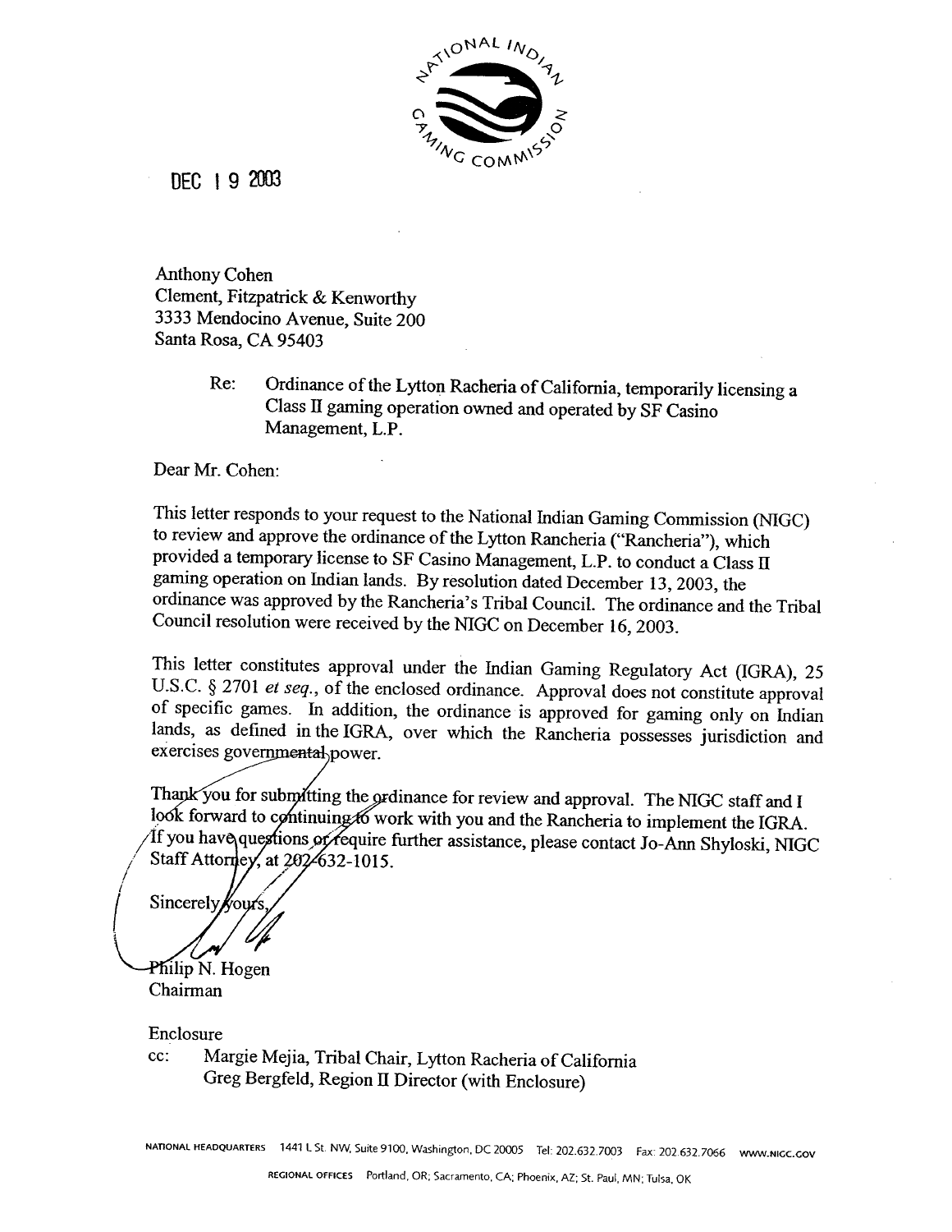NATIONAL INDIAN GAMING COMMISSION

DEC 19 2003

Anthony Cohen
Clement, Fitzpatrick & Kenworthy
3333 Mendocino Avenue, Suite 200
Santa Rosa, CA 95403

Re: Ordinance of the Lytton Racheria of California, temporarily licensing a Class II gaming operation owned and operated by SF Casino Management, L.P.

Dear Mr. Cohen:

This letter responds to your request to the National Indian Gaming Commission (NIGC) to review and approve the ordinance of the Lytton Rancheria ("Rancheria"), which provided a temporary license to SF Casino Management, L.P. to conduct a Class II gaming operation on Indian lands. By resolution dated December 13, 2003, the ordinance was approved by the Rancheria's Tribal Council. The ordinance and the Tribal Council resolution were received by the NIGC on December 16, 2003.

This letter constitutes approval under the Indian Gaming Regulatory Act (IGRA), 25 U.S.C. § 2701 *et seq.*, of the enclosed ordinance. Approval does not constitute approval of specific games. In addition, the ordinance is approved for gaming only on Indian lands, as defined in the IGRA, over which the Rancheria possesses jurisdiction and exercises governmental power.

Thank you for submitting the ordinance for review and approval. The NIGC staff and I look forward to continuing to work with you and the Rancheria to implement the IGRA. If you have questions or require further assistance, please contact Jo-Ann Shyloski, NIGC Staff Attorney, at 202-632-1015.

Sincerely yours,

Philip N. Hogen
Chairman

Enclosure

cc: Margie Mejia, Tribal Chair, Lytton Racheria of California
Greg Bergfeld, Region II Director (with Enclosure)

NATIONAL HEADQUARTERS 1441 L St. NW, Suite 9100, Washington, DC 20005 Tel: 202.632.7003 Fax: 202.632.7066 WWW.NIGC.GOV

REGIONAL OFFICES Portland, OR; Sacramento, CA; Phoenix, AZ; St. Paul, MN; Tulsa, OK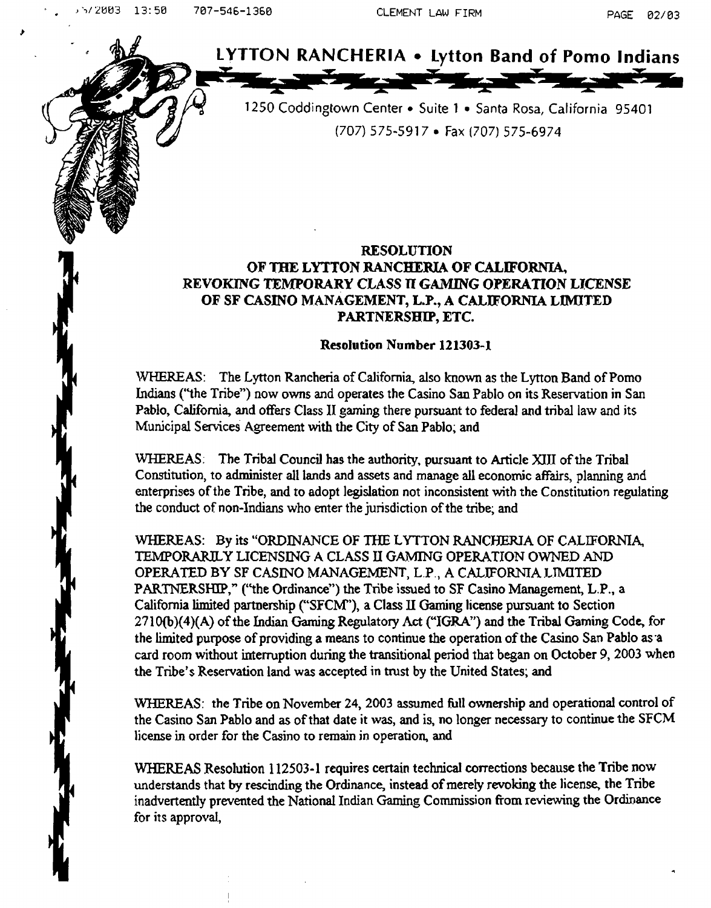**LYTTON RANCHERIA • Lytton Band of Pomo Indians**

1250 Coddingtown Center • Suite 1 • Santa Rosa, California 95401
(707) 575-5917 • Fax (707) 575-6974

## RESOLUTION
## OF THE LYTTON RANCHERIA OF CALIFORNIA, REVOKING TEMPORARY CLASS II GAMING OPERATION LICENSE OF SF CASINO MANAGEMENT, L.P., A CALIFORNIA LIMITED PARTNERSHIP, ETC.

**Resolution Number 121303-1**

WHEREAS: The Lytton Rancheria of California, also known as the Lytton Band of Pomo Indians ("the Tribe") now owns and operates the Casino San Pablo on its Reservation in San Pablo, California, and offers Class II gaming there pursuant to federal and tribal law and its Municipal Services Agreement with the City of San Pablo; and

WHEREAS: The Tribal Council has the authority, pursuant to Article XIII of the Tribal Constitution, to administer all lands and assets and manage all economic affairs, planning and enterprises of the Tribe, and to adopt legislation not inconsistent with the Constitution regulating the conduct of non-Indians who enter the jurisdiction of the tribe; and

WHEREAS: By its "ORDINANCE OF THE LYTTON RANCHERIA OF CALIFORNIA, TEMPORARILY LICENSING A CLASS II GAMING OPERATION OWNED AND OPERATED BY SF CASINO MANAGEMENT, L.P., A CALIFORNIA LIMITED PARTNERSHIP," ("the Ordinance") the Tribe issued to SF Casino Management, L.P., a California limited partnership ("SFCM"), a Class II Gaming license pursuant to Section 2710(b)(4)(A) of the Indian Gaming Regulatory Act ("IGRA") and the Tribal Gaming Code, for the limited purpose of providing a means to continue the operation of the Casino San Pablo as a card room without interruption during the transitional period that began on October 9, 2003 when the Tribe's Reservation land was accepted in trust by the United States; and

WHEREAS: the Tribe on November 24, 2003 assumed full ownership and operational control of the Casino San Pablo and as of that date it was, and is, no longer necessary to continue the SFCM license in order for the Casino to remain in operation, and

WHEREAS Resolution 112503-1 requires certain technical corrections because the Tribe now understands that by rescinding the Ordinance, instead of merely revoking the license, the Tribe inadvertently prevented the National Indian Gaming Commission from reviewing the Ordinance for its approval,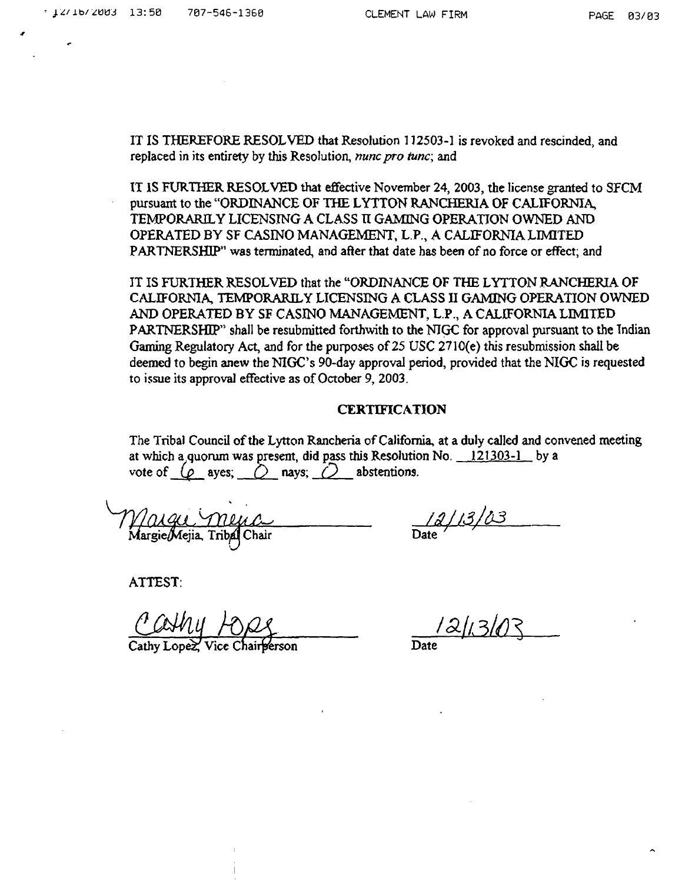IT IS THEREFORE RESOLVED that Resolution 112503-1 is revoked and rescinded, and replaced in its entirety by this Resolution, *nunc pro tunc*; and

IT IS FURTHER RESOLVED that effective November 24, 2003, the license granted to SFCM pursuant to the "ORDINANCE OF THE LYTTON RANCHERIA OF CALIFORNIA, TEMPORARILY LICENSING A CLASS II GAMING OPERATION OWNED AND OPERATED BY SF CASINO MANAGEMENT, L.P., A CALIFORNIA LIMITED PARTNERSHIP" was terminated, and after that date has been of no force or effect; and

IT IS FURTHER RESOLVED that the "ORDINANCE OF THE LYTTON RANCHERIA OF CALIFORNIA, TEMPORARILY LICENSING A CLASS II GAMING OPERATION OWNED AND OPERATED BY SF CASINO MANAGEMENT, L.P., A CALIFORNIA LIMITED PARTNERSHIP" shall be resubmitted forthwith to the NIGC for approval pursuant to the Indian Gaming Regulatory Act, and for the purposes of 25 USC 2710(e) this resubmission shall be deemed to begin anew the NIGC's 90-day approval period, provided that the NIGC is requested to issue its approval effective as of October 9, 2003.

## CERTIFICATION

The Tribal Council of the Lytton Rancheria of California, at a duly called and convened meeting at which a quorum was present, did pass this Resolution No. 121303-1 by a vote of 6 ayes; 0 nays; 0 abstentions.

Margie Mejia
Margie Mejia, Tribal Chair

12/13/03
Date

ATTEST:

Cathy Lopez
Cathy Lopez, Vice Chairperson

12/13/03
Date